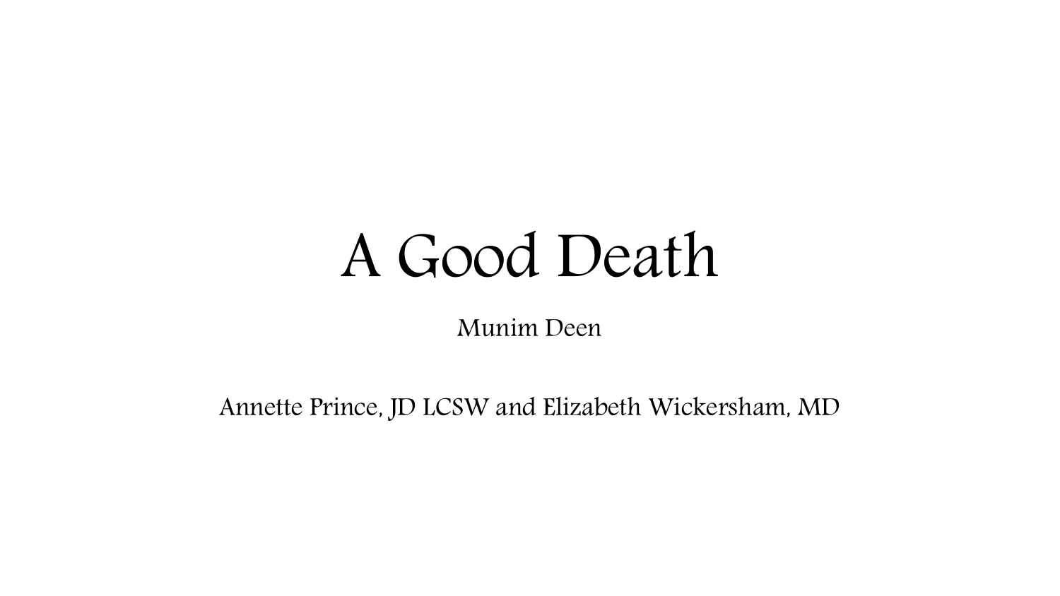# A Good Death

Munim Deen

Annette Prince, JD LCSW and Elizabeth Wickersham, MD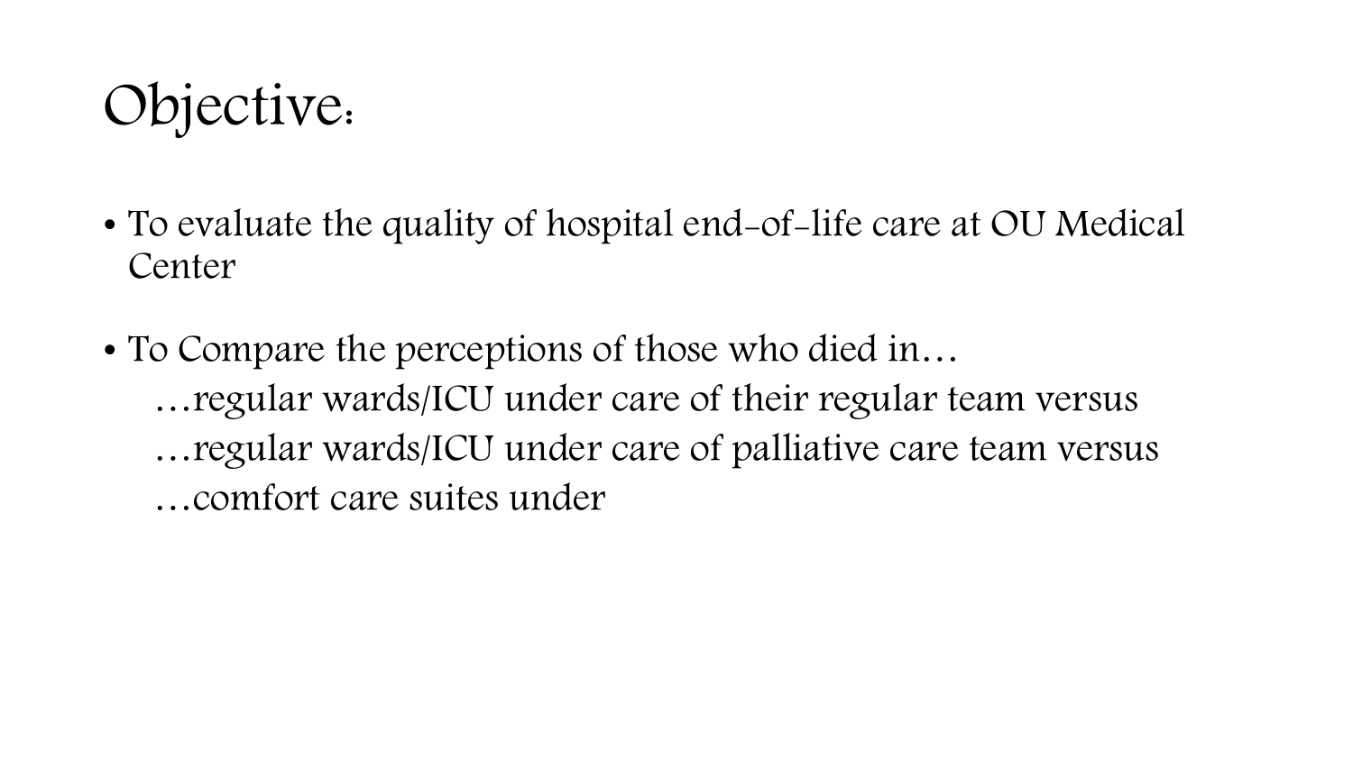# Objective:

- To evaluate the quality of hospital end-of-life care at OU Medical Center
- To Compare the perceptions of those who died in…

  …regular wards/ICU under care of their regular team versus

  …regular wards/ICU under care of palliative care team versus

  …comfort care suites under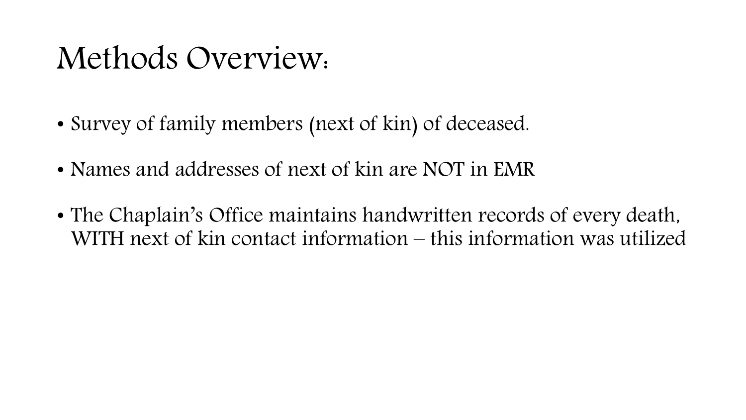# Methods Overview:

- Survey of family members (next of kin) of deceased.
- Names and addresses of next of kin are NOT in EMR
- The Chaplain's Office maintains handwritten records of every death, WITH next of kin contact information – this information was utilized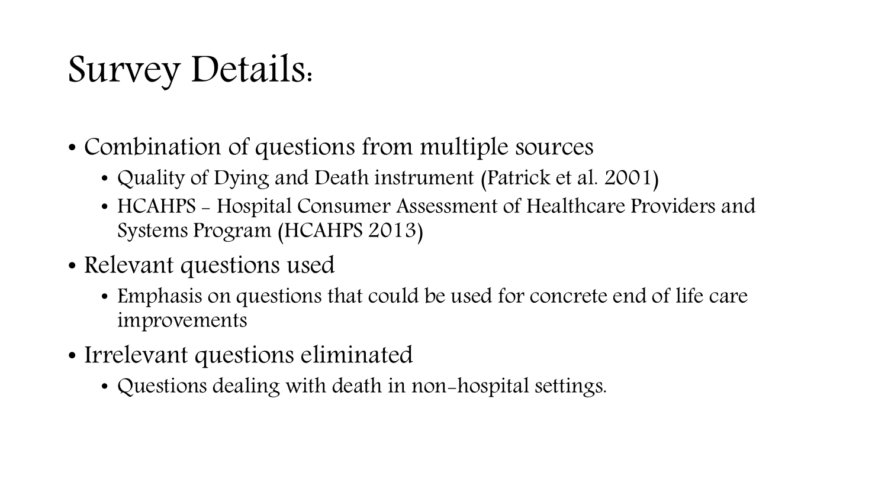# Survey Details:

- Combination of questions from multiple sources
  - Quality of Dying and Death instrument (Patrick et al. 2001)
  - HCAHPS - Hospital Consumer Assessment of Healthcare Providers and Systems Program (HCAHPS 2013)
- Relevant questions used
  - Emphasis on questions that could be used for concrete end of life care improvements
- Irrelevant questions eliminated
  - Questions dealing with death in non-hospital settings.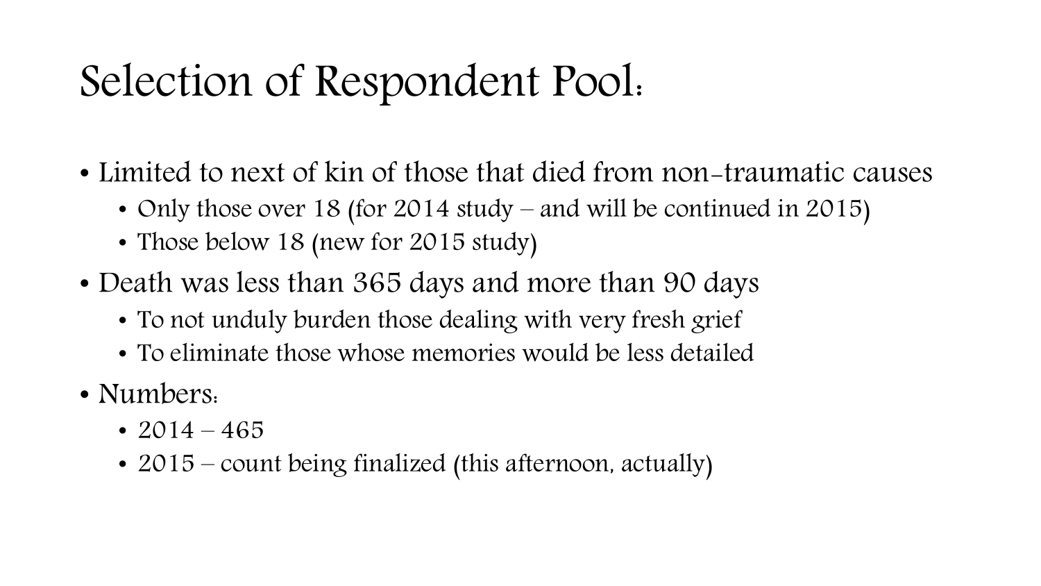# Selection of Respondent Pool:

- Limited to next of kin of those that died from non-traumatic causes
  - Only those over 18 (for 2014 study – and will be continued in 2015)
  - Those below 18 (new for 2015 study)
- Death was less than 365 days and more than 90 days
  - To not unduly burden those dealing with very fresh grief
  - To eliminate those whose memories would be less detailed
- Numbers:
  - 2014 – 465
  - 2015 – count being finalized (this afternoon, actually)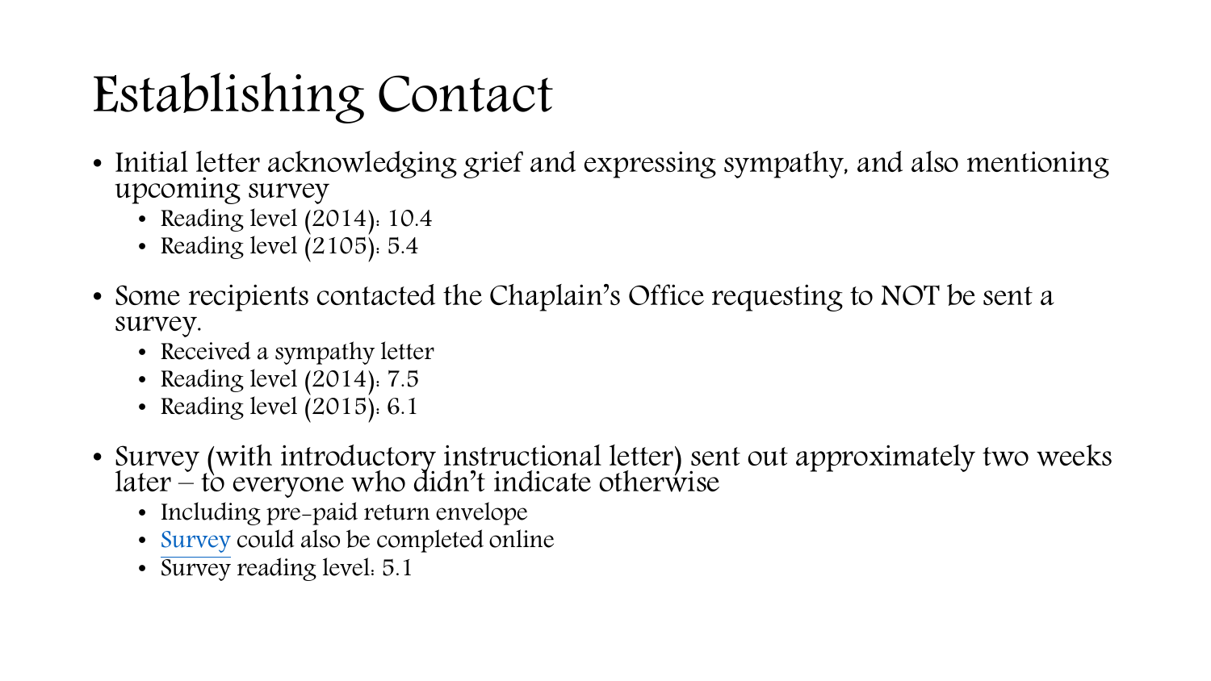# Establishing Contact

- Initial letter acknowledging grief and expressing sympathy, and also mentioning upcoming survey
  - Reading level (2014): 10.4
  - Reading level (2105): 5.4
- Some recipients contacted the Chaplain's Office requesting to NOT be sent a survey.
  - Received a sympathy letter
  - Reading level (2014): 7.5
  - Reading level (2015): 6.1
- Survey (with introductory instructional letter) sent out approximately two weeks later – to everyone who didn't indicate otherwise
  - Including pre-paid return envelope
  - Survey could also be completed online
  - Survey reading level: 5.1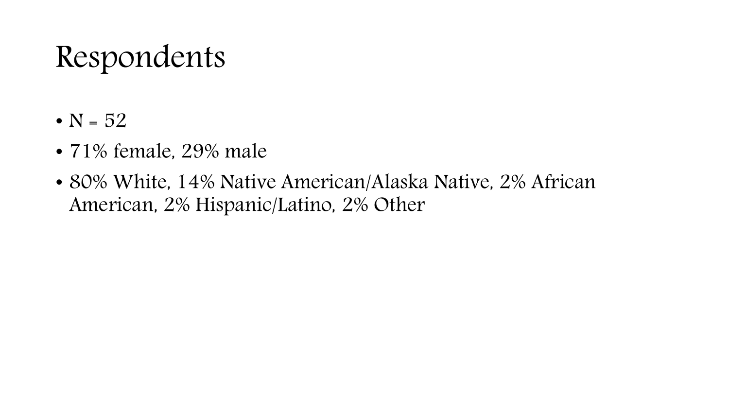# Respondents

- N = 52
- 71% female, 29% male
- 80% White, 14% Native American/Alaska Native, 2% African American, 2% Hispanic/Latino, 2% Other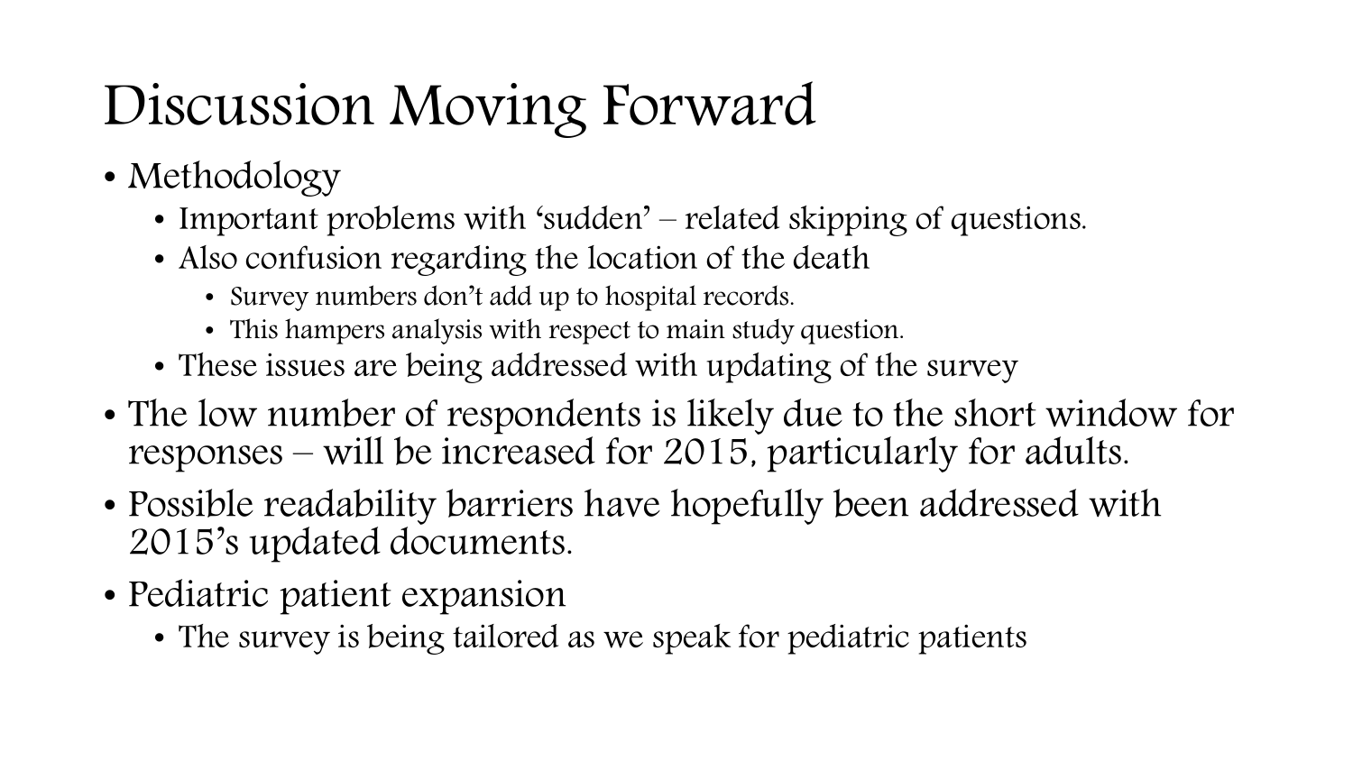# Discussion Moving Forward

- Methodology
  - Important problems with 'sudden' – related skipping of questions.
  - Also confusion regarding the location of the death
    - Survey numbers don't add up to hospital records.
    - This hampers analysis with respect to main study question.
  - These issues are being addressed with updating of the survey
- The low number of respondents is likely due to the short window for responses – will be increased for 2015, particularly for adults.
- Possible readability barriers have hopefully been addressed with 2015's updated documents.
- Pediatric patient expansion
  - The survey is being tailored as we speak for pediatric patients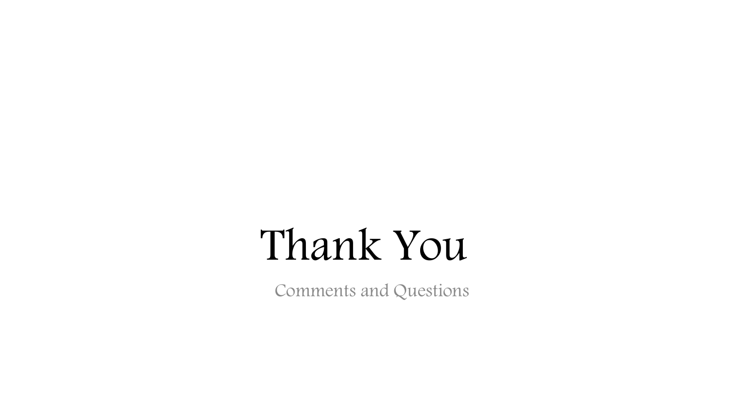# Thank You

Comments and Questions